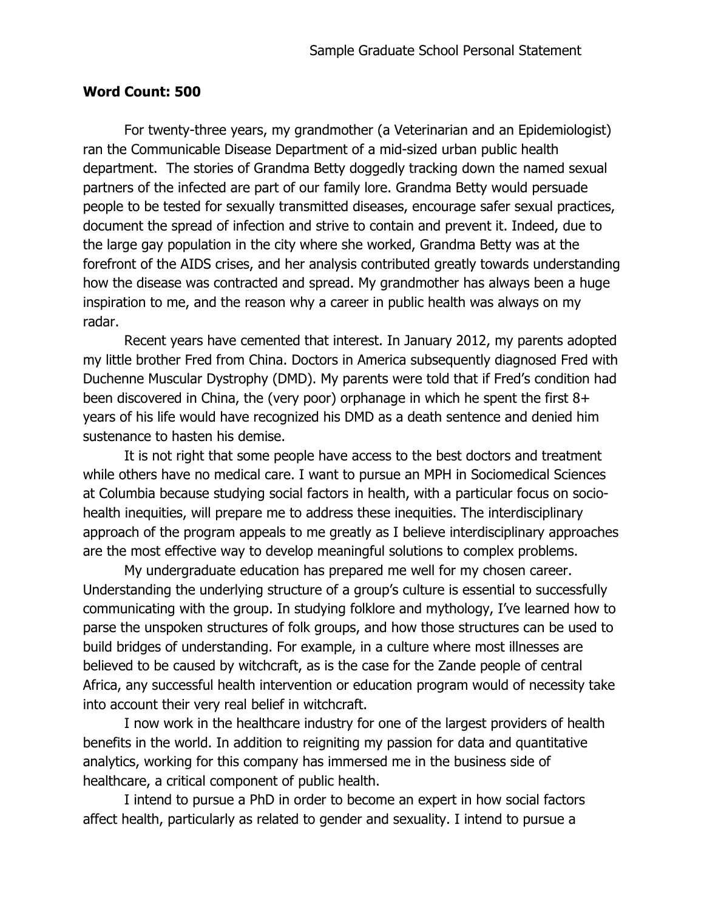Sample Graduate School Personal Statement

**Word Count: 500**

For twenty-three years, my grandmother (a Veterinarian and an Epidemiologist) ran the Communicable Disease Department of a mid-sized urban public health department. The stories of Grandma Betty doggedly tracking down the named sexual partners of the infected are part of our family lore. Grandma Betty would persuade people to be tested for sexually transmitted diseases, encourage safer sexual practices, document the spread of infection and strive to contain and prevent it. Indeed, due to the large gay population in the city where she worked, Grandma Betty was at the forefront of the AIDS crises, and her analysis contributed greatly towards understanding how the disease was contracted and spread. My grandmother has always been a huge inspiration to me, and the reason why a career in public health was always on my radar.

Recent years have cemented that interest. In January 2012, my parents adopted my little brother Fred from China. Doctors in America subsequently diagnosed Fred with Duchenne Muscular Dystrophy (DMD). My parents were told that if Fred's condition had been discovered in China, the (very poor) orphanage in which he spent the first 8+ years of his life would have recognized his DMD as a death sentence and denied him sustenance to hasten his demise.

It is not right that some people have access to the best doctors and treatment while others have no medical care. I want to pursue an MPH in Sociomedical Sciences at Columbia because studying social factors in health, with a particular focus on socio-health inequities, will prepare me to address these inequities. The interdisciplinary approach of the program appeals to me greatly as I believe interdisciplinary approaches are the most effective way to develop meaningful solutions to complex problems.

My undergraduate education has prepared me well for my chosen career. Understanding the underlying structure of a group's culture is essential to successfully communicating with the group. In studying folklore and mythology, I've learned how to parse the unspoken structures of folk groups, and how those structures can be used to build bridges of understanding. For example, in a culture where most illnesses are believed to be caused by witchcraft, as is the case for the Zande people of central Africa, any successful health intervention or education program would of necessity take into account their very real belief in witchcraft.

I now work in the healthcare industry for one of the largest providers of health benefits in the world. In addition to reigniting my passion for data and quantitative analytics, working for this company has immersed me in the business side of healthcare, a critical component of public health.

I intend to pursue a PhD in order to become an expert in how social factors affect health, particularly as related to gender and sexuality. I intend to pursue a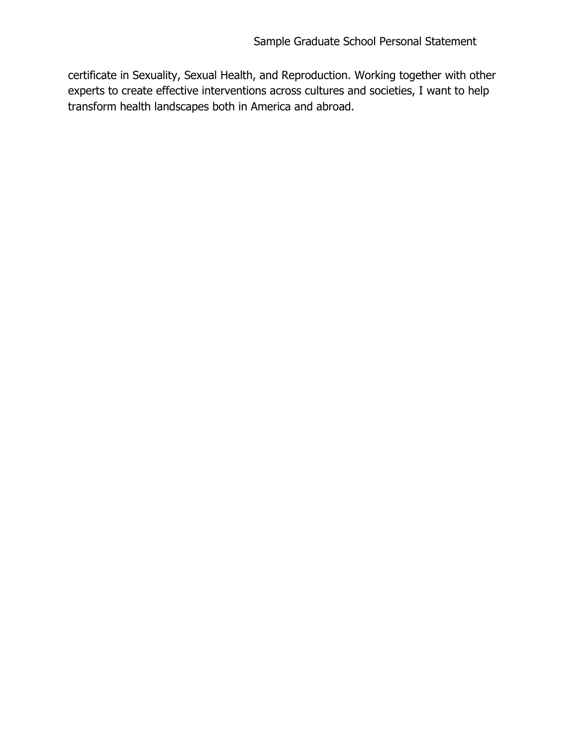certificate in Sexuality, Sexual Health, and Reproduction. Working together with other experts to create effective interventions across cultures and societies, I want to help transform health landscapes both in America and abroad.